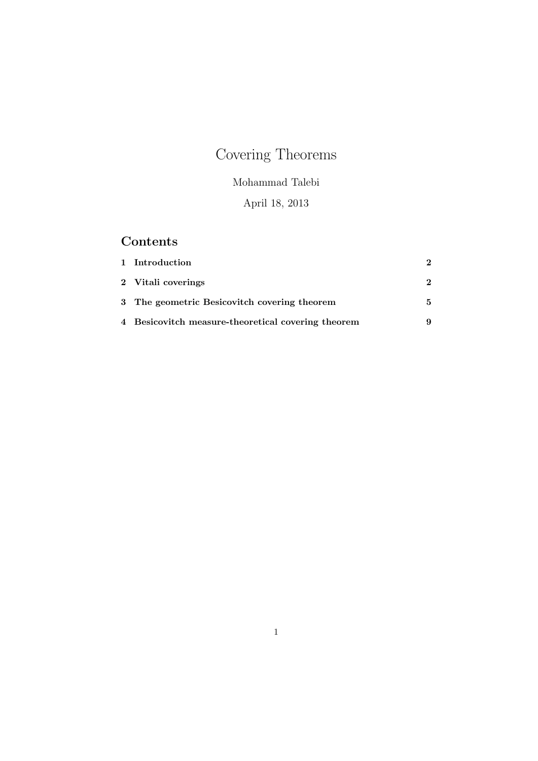# Covering Theorems

Mohammad Talebi

April 18, 2013

## Contents

| | | |
|---|---|---|
| **1** | **Introduction** | **2** |
| **2** | **Vitali coverings** | **2** |
| **3** | **The geometric Besicovitch covering theorem** | **5** |
| **4** | **Besicovitch measure-theoretical covering theorem** | **9** |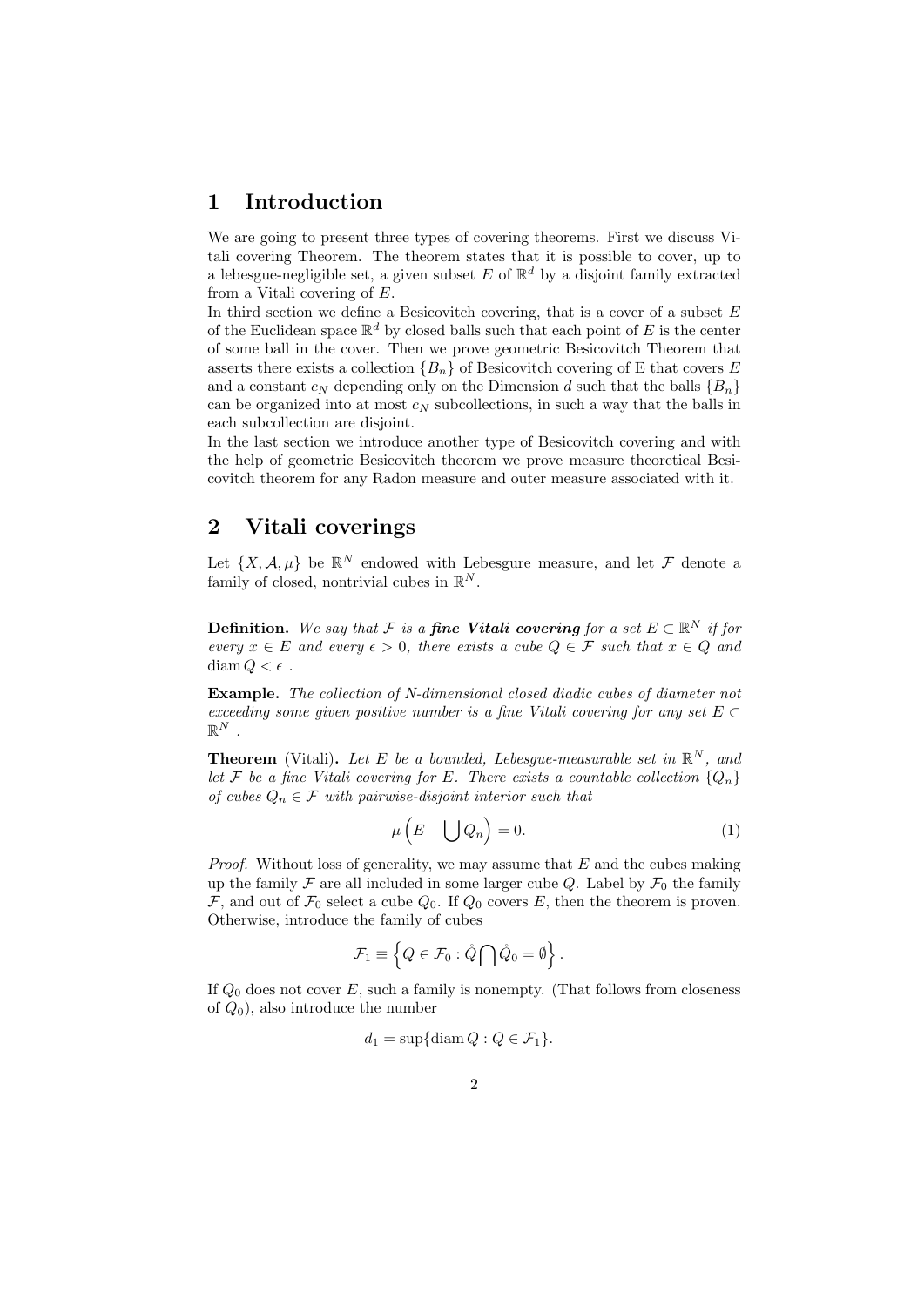# 1 Introduction

We are going to present three types of covering theorems. First we discuss Vitali covering Theorem. The theorem states that it is possible to cover, up to a lebesgue-negligible set, a given subset $E$ of $\mathbb{R}^d$ by a disjoint family extracted from a Vitali covering of $E$.
In third section we define a Besicovitch covering, that is a cover of a subset $E$ of the Euclidean space $\mathbb{R}^d$ by closed balls such that each point of $E$ is the center of some ball in the cover. Then we prove geometric Besicovitch Theorem that asserts there exists a collection $\{B_n\}$ of Besicovitch covering of E that covers $E$ and a constant $c_N$ depending only on the Dimension $d$ such that the balls $\{B_n\}$ can be organized into at most $c_N$ subcollections, in such a way that the balls in each subcollection are disjoint.
In the last section we introduce another type of Besicovitch covering and with the help of geometric Besicovitch theorem we prove measure theoretical Besicovitch theorem for any Radon measure and outer measure associated with it.

# 2 Vitali coverings

Let $\{X, \mathcal{A}, \mu\}$ be $\mathbb{R}^N$ endowed with Lebesgure measure, and let $\mathcal{F}$ denote a family of closed, nontrivial cubes in $\mathbb{R}^N$.

**Definition.** *We say that $\mathcal{F}$ is a **fine Vitali covering** for a set $E \subset \mathbb{R}^N$ if for every $x \in E$ and every $\epsilon > 0$, there exists a cube $Q \in \mathcal{F}$ such that $x \in Q$ and $\operatorname{diam} Q < \epsilon$ .*

**Example.** *The collection of N-dimensional closed diadic cubes of diameter not exceeding some given positive number is a fine Vitali covering for any set $E \subset \mathbb{R}^N$ .*

**Theorem** (Vitali)**.** *Let $E$ be a bounded, Lebesgue-measurable set in $\mathbb{R}^N$, and let $\mathcal{F}$ be a fine Vitali covering for $E$. There exists a countable collection $\{Q_n\}$ of cubes $Q_n \in \mathcal{F}$ with pairwise-disjoint interior such that*

$$\mu\left(E - \bigcup Q_n\right) = 0. \tag{1}$$

*Proof.* Without loss of generality, we may assume that $E$ and the cubes making up the family $\mathcal{F}$ are all included in some larger cube $Q$. Label by $\mathcal{F}_0$ the family $\mathcal{F}$, and out of $\mathcal{F}_0$ select a cube $Q_0$. If $Q_0$ covers $E$, then the theorem is proven. Otherwise, introduce the family of cubes

$$\mathcal{F}_1 \equiv \left\{ Q \in \mathcal{F}_0 : \mathring{Q} \bigcap \mathring{Q}_0 = \emptyset \right\}.$$

If $Q_0$ does not cover $E$, such a family is nonempty. (That follows from closeness of $Q_0$), also introduce the number

$$d_1 = \sup\{\operatorname{diam} Q : Q \in \mathcal{F}_1\}.$$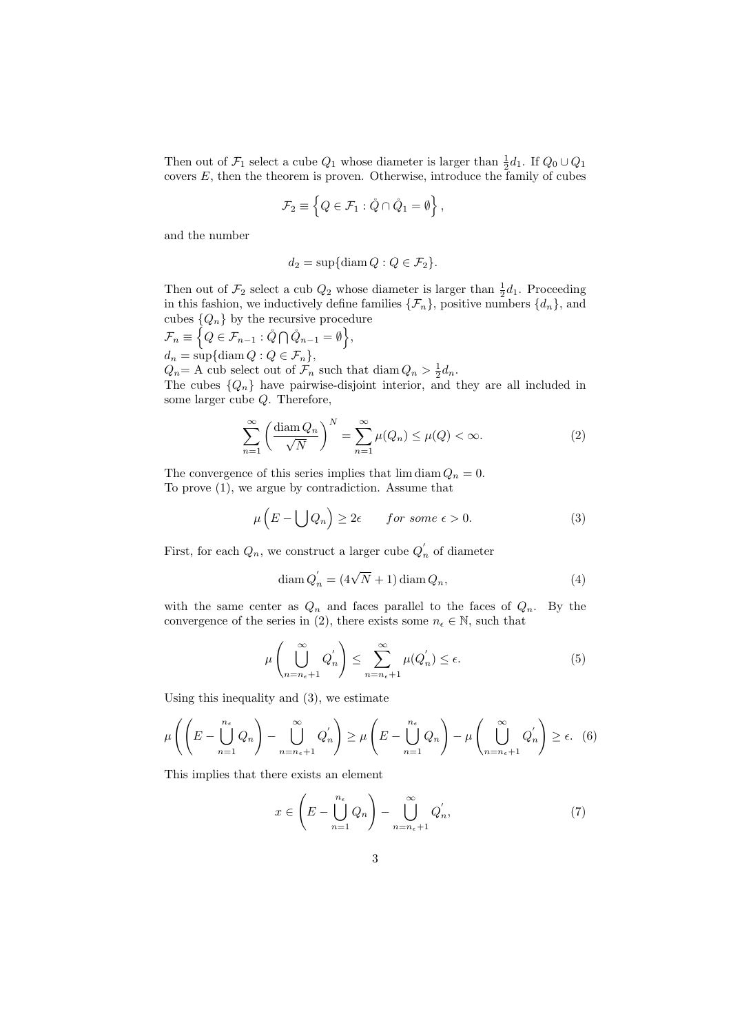Then out of $\mathcal{F}_1$ select a cube $Q_1$ whose diameter is larger than $\frac{1}{2}d_1$. If $Q_0 \cup Q_1$ covers $E$, then the theorem is proven. Otherwise, introduce the family of cubes

$$\mathcal{F}_2 \equiv \left\{ Q \in \mathcal{F}_1 : \mathring{Q} \cap \mathring{Q}_1 = \emptyset \right\},$$

and the number

$$d_2 = \sup\{\operatorname{diam} Q : Q \in \mathcal{F}_2\}.$$

Then out of $\mathcal{F}_2$ select a cub $Q_2$ whose diameter is larger than $\frac{1}{2}d_1$. Proceeding in this fashion, we inductively define families $\{\mathcal{F}_n\}$, positive numbers $\{d_n\}$, and cubes $\{Q_n\}$ by the recursive procedure

$\mathcal{F}_n \equiv \left\{ Q \in \mathcal{F}_{n-1} : \mathring{Q} \bigcap \mathring{Q}_{n-1} = \emptyset \right\}$,

$d_n = \sup\{\operatorname{diam} Q : Q \in \mathcal{F}_n\}$,

$Q_n$= A cub select out of $\mathcal{F}_n$ such that $\operatorname{diam} Q_n > \frac{1}{2}d_n$.

The cubes $\{Q_n\}$ have pairwise-disjoint interior, and they are all included in some larger cube $Q$. Therefore,

$$\sum_{n=1}^{\infty} \left( \frac{\operatorname{diam} Q_n}{\sqrt{N}} \right)^N = \sum_{n=1}^{\infty} \mu(Q_n) \leq \mu(Q) < \infty. \tag{2}$$

The convergence of this series implies that $\lim \operatorname{diam} Q_n = 0$.

To prove (1), we argue by contradiction. Assume that

$$\mu\left(E - \bigcup Q_n\right) \geq 2\epsilon \qquad \textit{for some } \epsilon > 0. \tag{3}$$

First, for each $Q_n$, we construct a larger cube $Q_n^{'}$ of diameter

$$\operatorname{diam} Q_n^{'} = (4\sqrt{N} + 1) \operatorname{diam} Q_n, \tag{4}$$

with the same center as $Q_n$ and faces parallel to the faces of $Q_n$. By the convergence of the series in (2), there exists some $n_\epsilon \in \mathbb{N}$, such that

$$\mu\left( \bigcup_{n=n_\epsilon+1}^{\infty} Q_n^{'} \right) \leq \sum_{n=n_\epsilon+1}^{\infty} \mu(Q_n^{'}) \leq \epsilon. \tag{5}$$

Using this inequality and (3), we estimate

$$\mu\left( \left( E - \bigcup_{n=1}^{n_\epsilon} Q_n \right) - \bigcup_{n=n_\epsilon+1}^{\infty} Q_n^{'} \right) \geq \mu\left( E - \bigcup_{n=1}^{n_\epsilon} Q_n \right) - \mu\left( \bigcup_{n=n_\epsilon+1}^{\infty} Q_n^{'} \right) \geq \epsilon. \tag{6}$$

This implies that there exists an element

$$x \in \left( E - \bigcup_{n=1}^{n_\epsilon} Q_n \right) - \bigcup_{n=n_\epsilon+1}^{\infty} Q_n^{'}, \tag{7}$$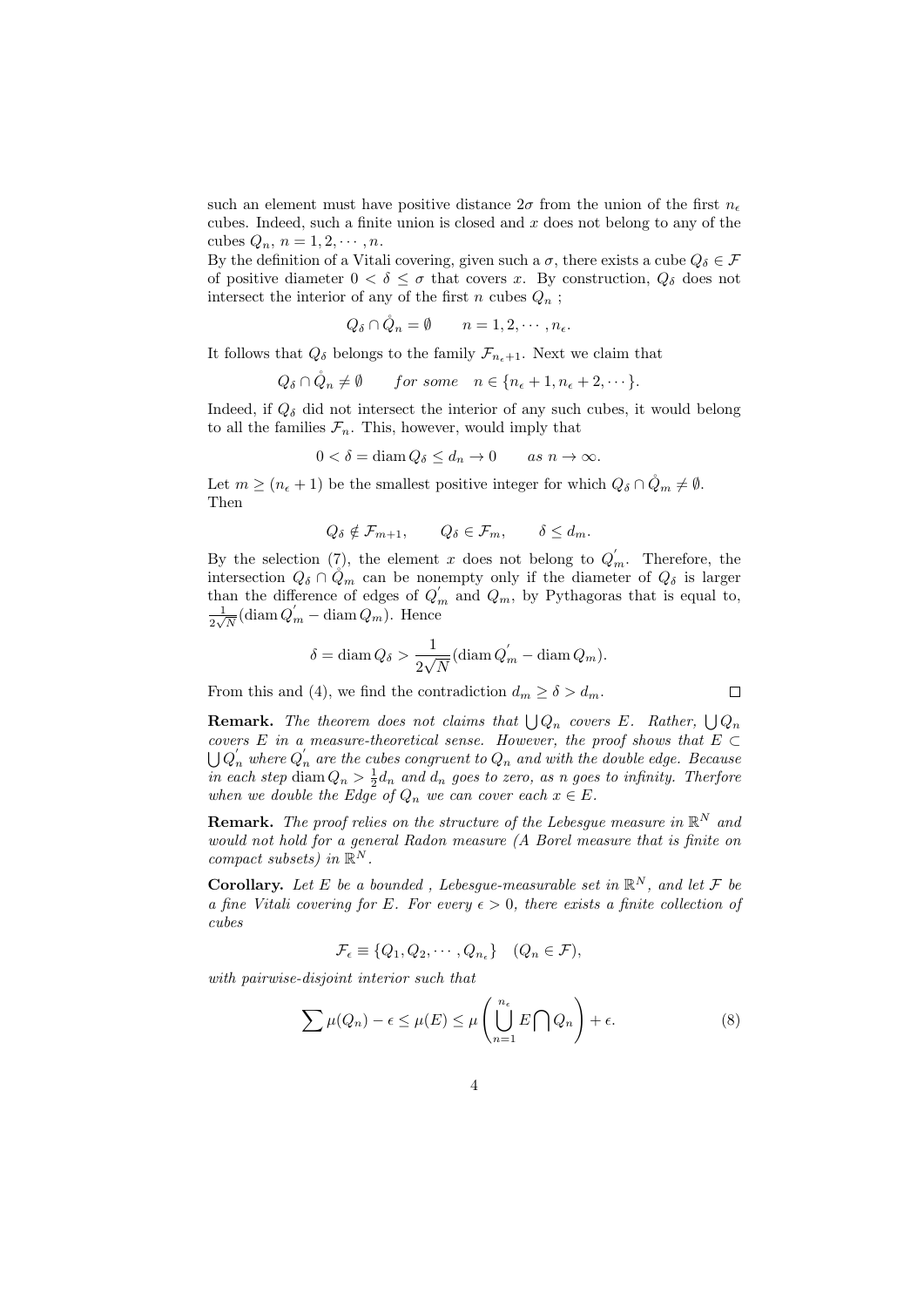such an element must have positive distance $2\sigma$ from the union of the first $n_\epsilon$ cubes. Indeed, such a finite union is closed and $x$ does not belong to any of the cubes $Q_n$, $n = 1, 2, \cdots, n$.
By the definition of a Vitali covering, given such a $\sigma$, there exists a cube $Q_\delta \in \mathcal{F}$ of positive diameter $0 < \delta \leq \sigma$ that covers $x$. By construction, $Q_\delta$ does not intersect the interior of any of the first $n$ cubes $Q_n$ ;

$$Q_\delta \cap \mathring{Q}_n = \emptyset \qquad n = 1, 2, \cdots, n_\epsilon.$$

It follows that $Q_\delta$ belongs to the family $\mathcal{F}_{n_\epsilon+1}$. Next we claim that

$$Q_\delta \cap \mathring{Q}_n \neq \emptyset \qquad for\ some \quad n \in \{n_\epsilon + 1, n_\epsilon + 2, \cdots\}.$$

Indeed, if $Q_\delta$ did not intersect the interior of any such cubes, it would belong to all the families $\mathcal{F}_n$. This, however, would imply that

$$0 < \delta = \operatorname{diam} Q_\delta \leq d_n \to 0 \qquad as\ n \to \infty.$$

Let $m \geq (n_\epsilon + 1)$ be the smallest positive integer for which $Q_\delta \cap \mathring{Q}_m \neq \emptyset$. Then

$$Q_\delta \notin \mathcal{F}_{m+1}, \qquad Q_\delta \in \mathcal{F}_m, \qquad \delta \leq d_m.$$

By the selection (7), the element $x$ does not belong to $Q_m^{'}$. Therefore, the intersection $Q_\delta \cap \mathring{Q}_m$ can be nonempty only if the diameter of $Q_\delta$ is larger than the difference of edges of $Q_m^{'}$ and $Q_m$, by Pythagoras that is equal to, $\frac{1}{2\sqrt{N}}(\operatorname{diam} Q_m^{'} - \operatorname{diam} Q_m)$. Hence

$$\delta = \operatorname{diam} Q_\delta > \frac{1}{2\sqrt{N}}(\operatorname{diam} Q_m^{'} - \operatorname{diam} Q_m).$$

From this and (4), we find the contradiction $d_m \geq \delta > d_m$. $\square$

**Remark.** *The theorem does not claims that $\bigcup Q_n$ covers $E$. Rather, $\bigcup Q_n$ covers $E$ in a measure-theoretical sense. However, the proof shows that $E \subset \bigcup Q_n^{'}$ where $Q_n^{'}$ are the cubes congruent to $Q_n$ and with the double edge. Because in each step $\operatorname{diam} Q_n > \frac{1}{2} d_n$ and $d_n$ goes to zero, as n goes to infinity. Therfore when we double the Edge of $Q_n$ we can cover each $x \in E$.*

**Remark.** *The proof relies on the structure of the Lebesgue measure in $\mathbb{R}^N$ and would not hold for a general Radon measure (A Borel measure that is finite on compact subsets) in $\mathbb{R}^N$.*

**Corollary.** *Let $E$ be a bounded , Lebesgue-measurable set in $\mathbb{R}^N$, and let $\mathcal{F}$ be a fine Vitali covering for $E$. For every $\epsilon > 0$, there exists a finite collection of cubes*

$$\mathcal{F}_\epsilon \equiv \{Q_1, Q_2, \cdots, Q_{n_\epsilon}\} \quad (Q_n \in \mathcal{F}),$$

*with pairwise-disjoint interior such that*

$$\sum \mu(Q_n) - \epsilon \leq \mu(E) \leq \mu\left(\bigcup_{n=1}^{n_\epsilon} E \bigcap Q_n\right) + \epsilon. \tag{8}$$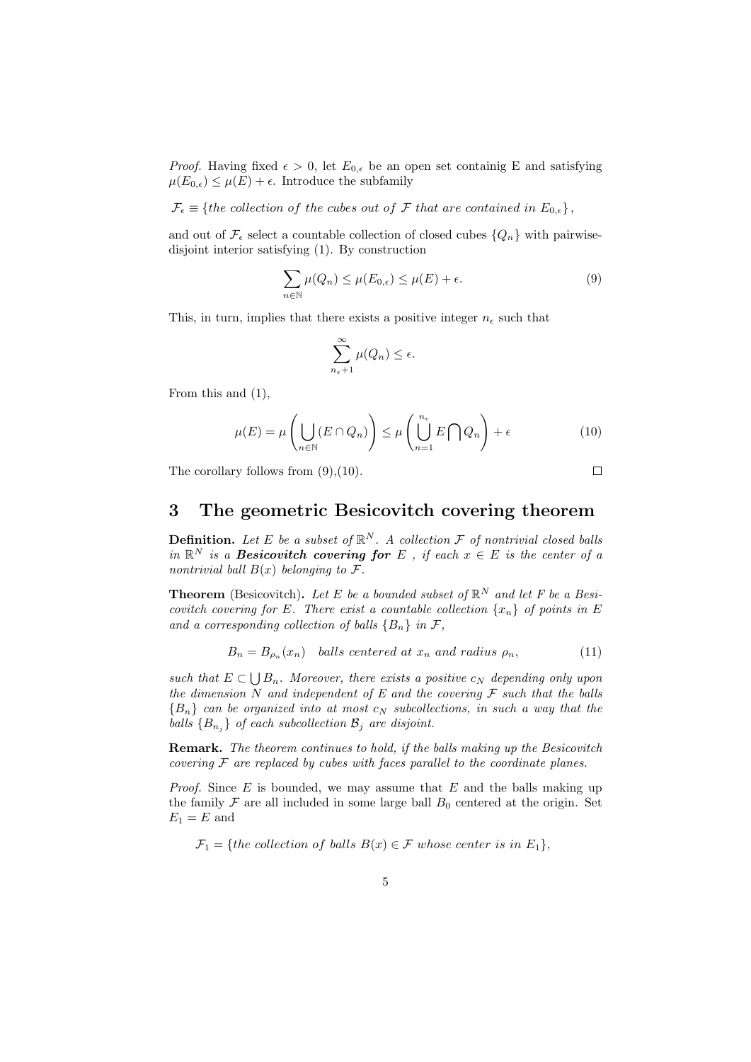*Proof.* Having fixed $\epsilon > 0$, let $E_{0,\epsilon}$ be an open set containig E and satisfying $\mu(E_{0,\epsilon}) \le \mu(E) + \epsilon$. Introduce the subfamily

$\mathcal{F}_\epsilon \equiv \{$*the collection of the cubes out of* $\mathcal{F}$ *that are contained in* $E_{0,\epsilon}\}$,

and out of $\mathcal{F}_\epsilon$ select a countable collection of closed cubes $\{Q_n\}$ with pairwise-disjoint interior satisfying (1). By construction

$$\sum_{n\in\mathbb{N}} \mu(Q_n) \le \mu(E_{0,\epsilon}) \le \mu(E) + \epsilon. \tag{9}$$

This, in turn, implies that there exists a positive integer $n_\epsilon$ such that

$$\sum_{n_\epsilon+1}^{\infty} \mu(Q_n) \le \epsilon.$$

From this and (1),

$$\mu(E) = \mu\left(\bigcup_{n\in\mathbb{N}} (E \cap Q_n)\right) \le \mu\left(\bigcup_{n=1}^{n_\epsilon} E \bigcap Q_n\right) + \epsilon \tag{10}$$

The corollary follows from (9),(10). ∎

## 3 The geometric Besicovitch covering theorem

**Definition.** *Let $E$ be a subset of $\mathbb{R}^N$. A collection $\mathcal{F}$ of nontrivial closed balls in $\mathbb{R}^N$ is a **Besicovitch covering for** $E$ , if each $x \in E$ is the center of a nontrivial ball $B(x)$ belonging to $\mathcal{F}$.*

**Theorem** (Besicovitch)**.** *Let $E$ be a bounded subset of $\mathbb{R}^N$ and let $F$ be a Besicovitch covering for $E$. There exist a countable collection $\{x_n\}$ of points in $E$ and a corresponding collection of balls $\{B_n\}$ in $\mathcal{F}$,*

$$B_n = B_{\rho_n}(x_n) \quad \textit{balls centered at } x_n \textit{ and radius } \rho_n, \tag{11}$$

*such that $E \subset \bigcup B_n$. Moreover, there exists a positive $c_N$ depending only upon the dimension $N$ and independent of $E$ and the covering $\mathcal{F}$ such that the balls $\{B_n\}$ can be organized into at most $c_N$ subcollections, in such a way that the balls $\{B_{n_j}\}$ of each subcollection $\mathcal{B}_j$ are disjoint.*

**Remark.** *The theorem continues to hold, if the balls making up the Besicovitch covering $\mathcal{F}$ are replaced by cubes with faces parallel to the coordinate planes.*

*Proof.* Since $E$ is bounded, we may assume that $E$ and the balls making up the family $\mathcal{F}$ are all included in some large ball $B_0$ centered at the origin. Set $E_1 = E$ and

$\mathcal{F}_1 = \{$*the collection of balls* $B(x) \in \mathcal{F}$ *whose center is in* $E_1\}$,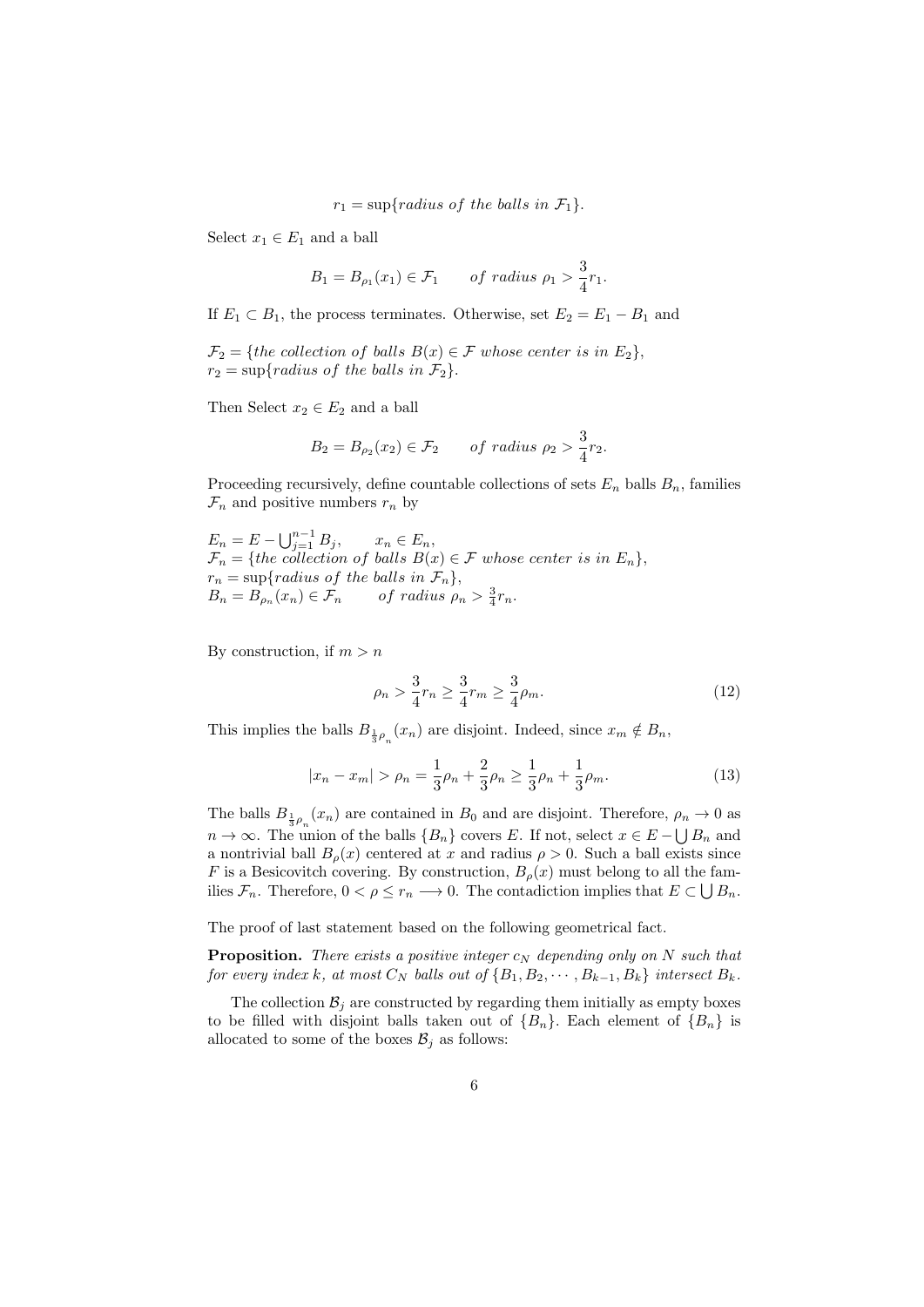$$r_1 = \sup\{\textit{radius of the balls in } \mathcal{F}_1\}.$$

Select $x_1 \in E_1$ and a ball

$$B_1 = B_{\rho_1}(x_1) \in \mathcal{F}_1 \qquad \textit{of radius } \rho_1 > \frac{3}{4}r_1.$$

If $E_1 \subset B_1$, the process terminates. Otherwise, set $E_2 = E_1 - B_1$ and

$\mathcal{F}_2 = \{\textit{the collection of balls } B(x) \in \mathcal{F} \textit{ whose center is in } E_2\}$,
$r_2 = \sup\{\textit{radius of the balls in } \mathcal{F}_2\}$.

Then Select $x_2 \in E_2$ and a ball

$$B_2 = B_{\rho_2}(x_2) \in \mathcal{F}_2 \qquad \textit{of radius } \rho_2 > \frac{3}{4}r_2.$$

Proceeding recursively, define countable collections of sets $E_n$ balls $B_n$, families $\mathcal{F}_n$ and positive numbers $r_n$ by

$E_n = E - \bigcup_{j=1}^{n-1} B_j, \qquad x_n \in E_n,$
$\mathcal{F}_n = \{\textit{the collection of balls } B(x) \in \mathcal{F} \textit{ whose center is in } E_n\}$,
$r_n = \sup\{\textit{radius of the balls in } \mathcal{F}_n\}$,
$B_n = B_{\rho_n}(x_n) \in \mathcal{F}_n \qquad \textit{of radius } \rho_n > \frac{3}{4}r_n.$

By construction, if $m > n$

$$\rho_n > \frac{3}{4}r_n \geq \frac{3}{4}r_m \geq \frac{3}{4}\rho_m. \tag{12}$$

This implies the balls $B_{\frac{1}{3}\rho_n}(x_n)$ are disjoint. Indeed, since $x_m \notin B_n$,

$$|x_n - x_m| > \rho_n = \frac{1}{3}\rho_n + \frac{2}{3}\rho_n \geq \frac{1}{3}\rho_n + \frac{1}{3}\rho_m. \tag{13}$$

The balls $B_{\frac{1}{3}\rho_n}(x_n)$ are contained in $B_0$ and are disjoint. Therefore, $\rho_n \to 0$ as $n \to \infty$. The union of the balls $\{B_n\}$ covers $E$. If not, select $x \in E - \bigcup B_n$ and a nontrivial ball $B_\rho(x)$ centered at $x$ and radius $\rho > 0$. Such a ball exists since $F$ is a Besicovitch covering. By construction, $B_\rho(x)$ must belong to all the families $\mathcal{F}_n$. Therefore, $0 < \rho \leq r_n \longrightarrow 0$. The contadiction implies that $E \subset \bigcup B_n$.

The proof of last statement based on the following geometrical fact.

**Proposition.** *There exists a positive integer $c_N$ depending only on $N$ such that for every index $k$, at most $C_N$ balls out of $\{B_1, B_2, \cdots, B_{k-1}, B_k\}$ intersect $B_k$.*

The collection $\mathcal{B}_j$ are constructed by regarding them initially as empty boxes to be filled with disjoint balls taken out of $\{B_n\}$. Each element of $\{B_n\}$ is allocated to some of the boxes $\mathcal{B}_j$ as follows: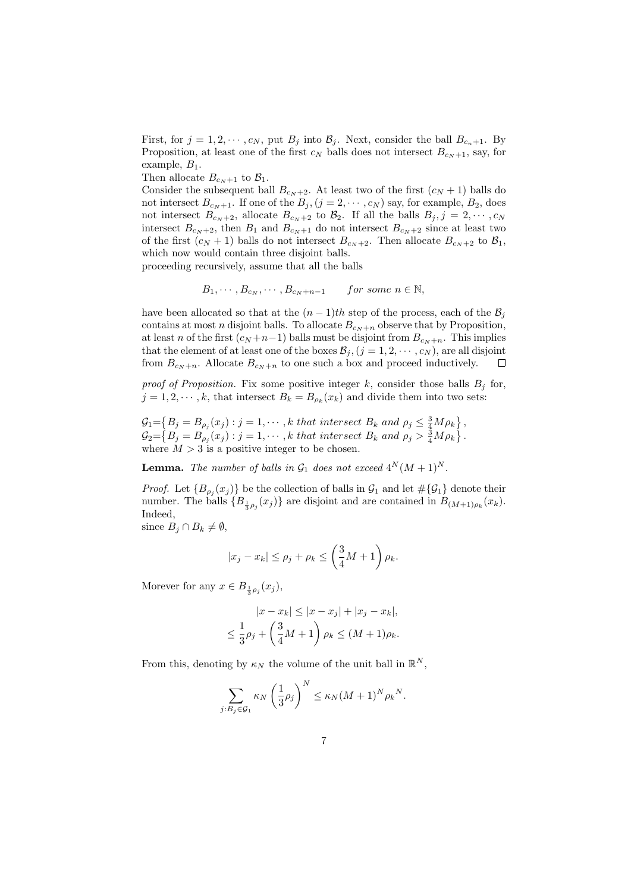First, for $j = 1, 2, \cdots, c_N$, put $B_j$ into $\mathcal{B}_j$. Next, consider the ball $B_{c_n+1}$. By Proposition, at least one of the first $c_N$ balls does not intersect $B_{c_N+1}$, say, for example, $B_1$.

Then allocate $B_{c_N+1}$ to $\mathcal{B}_1$.

Consider the subsequent ball $B_{c_N+2}$. At least two of the first $(c_N + 1)$ balls do not intersect $B_{c_N+1}$. If one of the $B_j, (j = 2, \cdots, c_N)$ say, for example, $B_2$, does not intersect $B_{c_N+2}$, allocate $B_{c_N+2}$ to $\mathcal{B}_2$. If all the balls $B_j, j = 2, \cdots, c_N$ intersect $B_{c_N+2}$, then $B_1$ and $B_{c_N+1}$ do not intersect $B_{c_N+2}$ since at least two of the first $(c_N + 1)$ balls do not intersect $B_{c_N+2}$. Then allocate $B_{c_N+2}$ to $\mathcal{B}_1$, which now would contain three disjoint balls.

proceeding recursively, assume that all the balls

$$B_1, \cdots, B_{c_N}, \cdots, B_{c_N+n-1} \qquad \textit{for some } n \in \mathbb{N},$$

have been allocated so that at the $(n-1)th$ step of the process, each of the $\mathcal{B}_j$ contains at most $n$ disjoint balls. To allocate $B_{c_N+n}$ observe that by Proposition, at least $n$ of the first $(c_N+n-1)$ balls must be disjoint from $B_{c_N+n}$. This implies that the element of at least one of the boxes $\mathcal{B}_j, (j = 1, 2, \cdots, c_N)$, are all disjoint from $B_{c_N+n}$. Allocate $B_{c_N+n}$ to one such a box and proceed inductively. $\square$

*proof of Proposition.* Fix some positive integer $k$, consider those balls $B_j$ for, $j = 1, 2, \cdots, k$, that intersect $B_k = B_{\rho_k}(x_k)$ and divide them into two sets:

$\mathcal{G}_1 = \left\{B_j = B_{\rho_j}(x_j) : j = 1, \cdots, k \textit{ that intersect } B_k \textit{ and } \rho_j \leq \frac{3}{4}M\rho_k\right\}$,
$\mathcal{G}_2 = \left\{B_j = B_{\rho_j}(x_j) : j = 1, \cdots, k \textit{ that intersect } B_k \textit{ and } \rho_j > \frac{3}{4}M\rho_k\right\}$.
where $M > 3$ is a positive integer to be chosen.

**Lemma.** *The number of balls in $\mathcal{G}_1$ does not exceed $4^N(M+1)^N$.*

*Proof.* Let $\{B_{\rho_j}(x_j)\}$ be the collection of balls in $\mathcal{G}_1$ and let $\#\{\mathcal{G}_1\}$ denote their number. The balls $\{B_{\frac{1}{3}\rho_j}(x_j)\}$ are disjoint and are contained in $B_{(M+1)\rho_k}(x_k)$. Indeed,
since $B_j \cap B_k \neq \emptyset$,

$$|x_j - x_k| \leq \rho_j + \rho_k \leq \left(\frac{3}{4}M + 1\right)\rho_k.$$

Morever for any $x \in B_{\frac{1}{3}\rho_j}(x_j)$,

$$\begin{aligned} |x - x_k| &\leq |x - x_j| + |x_j - x_k|, \\ &\leq \frac{1}{3}\rho_j + \left(\frac{3}{4}M + 1\right)\rho_k \leq (M+1)\rho_k. \end{aligned}$$

From this, denoting by $\kappa_N$ the volume of the unit ball in $\mathbb{R}^N$,

$$\sum_{j:B_j \in \mathcal{G}_1} \kappa_N \left(\frac{1}{3}\rho_j\right)^N \leq \kappa_N (M+1)^N {\rho_k}^N.$$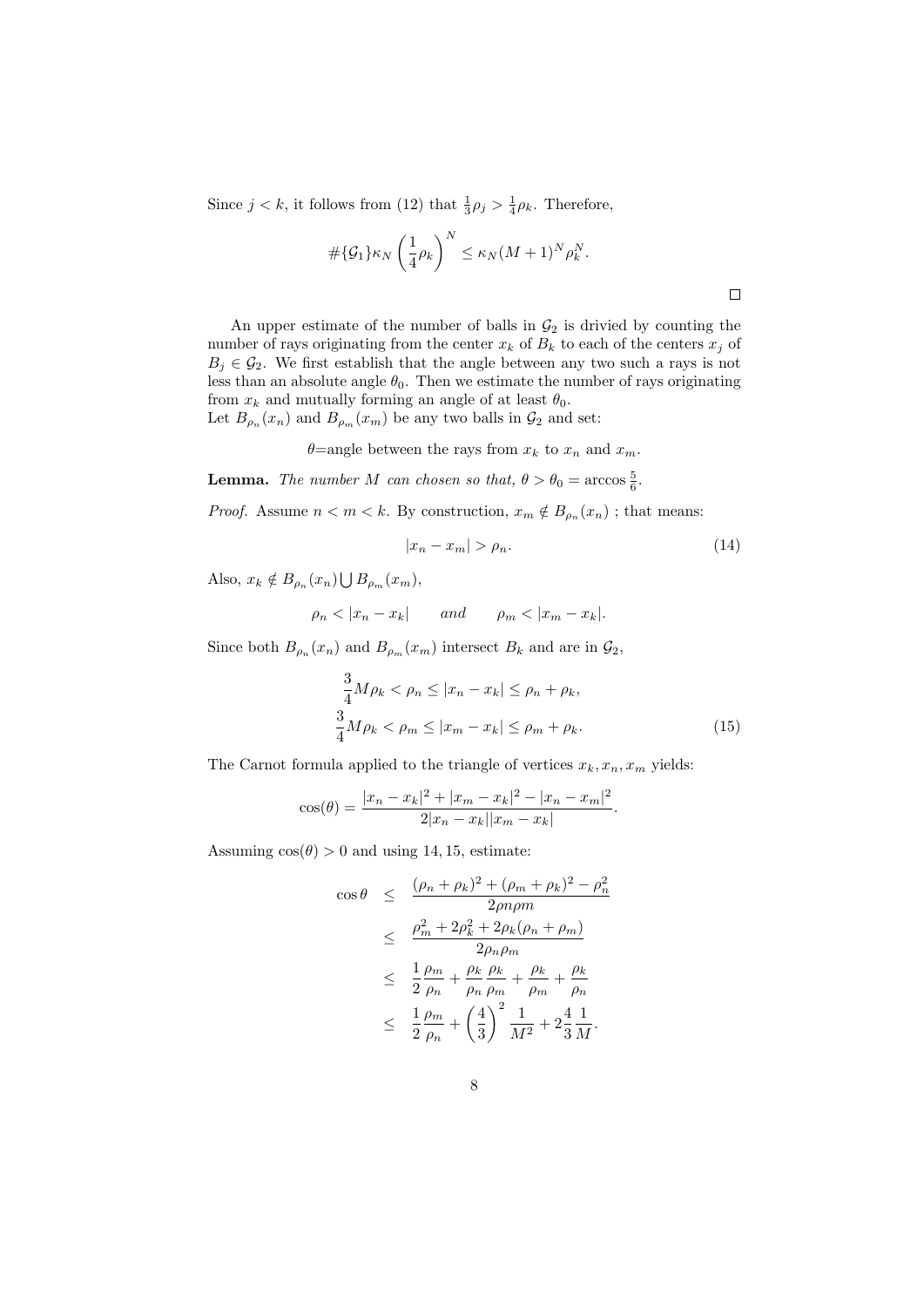Since $j < k$, it follows from (12) that $\frac{1}{3}\rho_j > \frac{1}{4}\rho_k$. Therefore,

$$\#\{\mathcal{G}_1\}\kappa_N \left(\frac{1}{4}\rho_k\right)^N \leq \kappa_N (M+1)^N \rho_k^N.$$

$\square$

An upper estimate of the number of balls in $\mathcal{G}_2$ is drivied by counting the number of rays originating from the center $x_k$ of $B_k$ to each of the centers $x_j$ of $B_j \in \mathcal{G}_2$. We first establish that the angle between any two such a rays is not less than an absolute angle $\theta_0$. Then we estimate the number of rays originating from $x_k$ and mutually forming an angle of at least $\theta_0$.
Let $B_{\rho_n}(x_n)$ and $B_{\rho_m}(x_m)$ be any two balls in $\mathcal{G}_2$ and set:

$\theta$=angle between the rays from $x_k$ to $x_n$ and $x_m$.

**Lemma.** *The number $M$ can chosen so that, $\theta > \theta_0 = \arccos \frac{5}{6}$.*

*Proof.* Assume $n < m < k$. By construction, $x_m \notin B_{\rho_n}(x_n)$ ; that means:

$$|x_n - x_m| > \rho_n. \tag{14}$$

Also, $x_k \notin B_{\rho_n}(x_n) \bigcup B_{\rho_m}(x_m)$,

$$\rho_n < |x_n - x_k| \qquad and \qquad \rho_m < |x_m - x_k|.$$

Since both $B_{\rho_n}(x_n)$ and $B_{\rho_m}(x_m)$ intersect $B_k$ and are in $\mathcal{G}_2$,

$$\begin{aligned} \frac{3}{4}M\rho_k < \rho_n \leq |x_n - x_k| \leq \rho_n + \rho_k, \\ \frac{3}{4}M\rho_k < \rho_m \leq |x_m - x_k| \leq \rho_m + \rho_k. \end{aligned} \tag{15}$$

The Carnot formula applied to the triangle of vertices $x_k, x_n, x_m$ yields:

$$\cos(\theta) = \frac{|x_n - x_k|^2 + |x_m - x_k|^2 - |x_n - x_m|^2}{2|x_n - x_k||x_m - x_k|}.$$

Assuming $\cos(\theta) > 0$ and using $14, 15$, estimate:

$$\begin{aligned} \cos\theta &\leq \frac{(\rho_n + \rho_k)^2 + (\rho_m + \rho_k)^2 - \rho_n^2}{2\rho n \rho m} \\ &\leq \frac{\rho_m^2 + 2\rho_k^2 + 2\rho_k(\rho_n + \rho_m)}{2\rho_n\rho_m} \\ &\leq \frac{1}{2}\frac{\rho_m}{\rho_n} + \frac{\rho_k}{\rho_n}\frac{\rho_k}{\rho_m} + \frac{\rho_k}{\rho_m} + \frac{\rho_k}{\rho_n} \\ &\leq \frac{1}{2}\frac{\rho_m}{\rho_n} + \left(\frac{4}{3}\right)^2 \frac{1}{M^2} + 2\frac{4}{3}\frac{1}{M}. \end{aligned}$$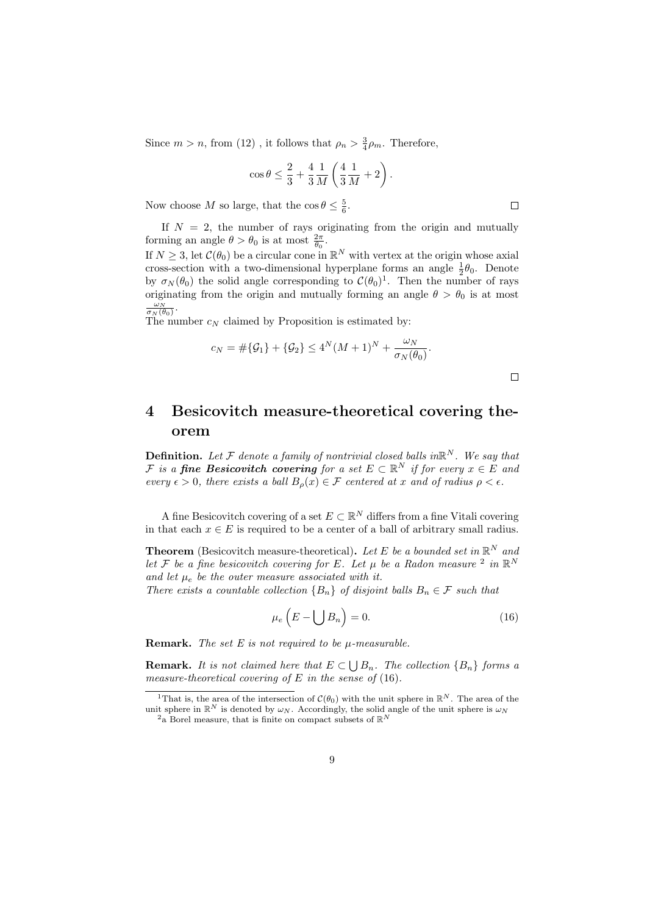Since $m > n$, from (12) , it follows that $\rho_n > \frac{3}{4}\rho_m$. Therefore,

$$\cos\theta \leq \frac{2}{3} + \frac{4}{3}\frac{1}{M}\left(\frac{4}{3}\frac{1}{M} + 2\right).$$

Now choose $M$ so large, that the $\cos\theta \leq \frac{5}{6}$. $\square$

If $N = 2$, the number of rays originating from the origin and mutually forming an angle $\theta > \theta_0$ is at most $\frac{2\pi}{\theta_0}$.
If $N \geq 3$, let $\mathcal{C}(\theta_0)$ be a circular cone in $\mathbb{R}^N$ with vertex at the origin whose axial cross-section with a two-dimensional hyperplane forms an angle $\frac{1}{2}\theta_0$. Denote by $\sigma_N(\theta_0)$ the solid angle corresponding to $\mathcal{C}(\theta_0)$[1]. Then the number of rays originating from the origin and mutually forming an angle $\theta > \theta_0$ is at most $\frac{\omega_N}{\sigma_N(\theta_0)}$.
The number $c_N$ claimed by Proposition is estimated by:

$$c_N = \#\{\mathcal{G}_1\} + \{\mathcal{G}_2\} \leq 4^N(M+1)^N + \frac{\omega_N}{\sigma_N(\theta_0)}.$$

$\square$

# 4 Besicovitch measure-theoretical covering theorem

**Definition.** *Let $\mathcal{F}$ denote a family of nontrivial closed balls in$\mathbb{R}^N$. We say that $\mathcal{F}$ is a **fine Besicovitch covering** for a set $E \subset \mathbb{R}^N$ if for every $x \in E$ and every $\epsilon > 0$, there exists a ball $B_\rho(x) \in \mathcal{F}$ centered at $x$ and of radius $\rho < \epsilon$.*

A fine Besicovitch covering of a set $E \subset \mathbb{R}^N$ differs from a fine Vitali covering in that each $x \in E$ is required to be a center of a ball of arbitrary small radius.

**Theorem** (Besicovitch measure-theoretical)**.** *Let $E$ be a bounded set in $\mathbb{R}^N$ and let $\mathcal{F}$ be a fine besicovitch covering for $E$. Let $\mu$ be a Radon measure [2] in $\mathbb{R}^N$ and let $\mu_e$ be the outer measure associated with it.*
*There exists a countable collection $\{B_n\}$ of disjoint balls $B_n \in \mathcal{F}$ such that*

$$\mu_e\left(E - \bigcup B_n\right) = 0. \tag{16}$$

**Remark.** *The set $E$ is not required to be $\mu$-measurable.*

**Remark.** *It is not claimed here that $E \subset \bigcup B_n$. The collection $\{B_n\}$ forms a measure-theoretical covering of $E$ in the sense of (16).*

---

[1] That is, the area of the intersection of $\mathcal{C}(\theta_0)$ with the unit sphere in $\mathbb{R}^N$. The area of the unit sphere in $\mathbb{R}^N$ is denoted by $\omega_N$. Accordingly, the solid angle of the unit sphere is $\omega_N$

[2] a Borel measure, that is finite on compact subsets of $\mathbb{R}^N$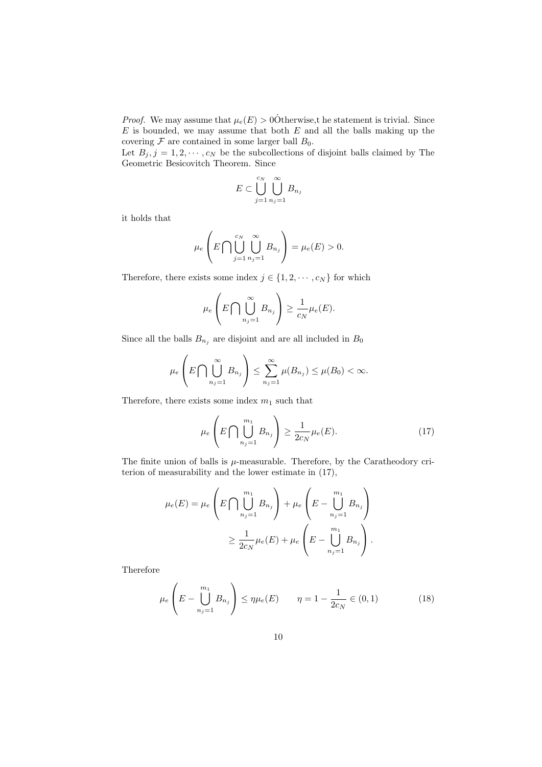*Proof.* We may assume that $\mu_e(E) > 0\dot{\text{O}}$therwise,t he statement is trivial. Since $E$ is bounded, we may assume that both $E$ and all the balls making up the covering $\mathcal{F}$ are contained in some larger ball $B_0$.
Let $B_j, j = 1, 2, \cdots, c_N$ be the subcollections of disjoint balls claimed by The Geometric Besicovitch Theorem. Since

$$E \subset \bigcup_{j=1}^{c_N} \bigcup_{n_j=1}^{\infty} B_{n_j}$$

it holds that

$$\mu_e\left(E \bigcap \bigcup_{j=1}^{c_N} \bigcup_{n_j=1}^{\infty} B_{n_j}\right) = \mu_e(E) > 0.$$

Therefore, there exists some index $j \in \{1, 2, \cdots, c_N\}$ for which

$$\mu_e\left(E \bigcap \bigcup_{n_j=1}^{\infty} B_{n_j}\right) \geq \frac{1}{c_N}\mu_e(E).$$

Since all the balls $B_{n_j}$ are disjoint and are all included in $B_0$

$$\mu_e\left(E \bigcap \bigcup_{n_j=1}^{\infty} B_{n_j}\right) \leq \sum_{n_j=1}^{\infty} \mu(B_{n_j}) \leq \mu(B_0) < \infty.$$

Therefore, there exists some index $m_1$ such that

$$\mu_e\left(E \bigcap \bigcup_{n_j=1}^{m_1} B_{n_j}\right) \geq \frac{1}{2c_N}\mu_e(E). \tag{17}$$

The finite union of balls is $\mu$-measurable. Therefore, by the Caratheodory criterion of measurability and the lower estimate in (17),

$$\begin{aligned} \mu_e(E) &= \mu_e\left(E \bigcap \bigcup_{n_j=1}^{m_1} B_{n_j}\right) + \mu_e\left(E - \bigcup_{n_j=1}^{m_1} B_{n_j}\right) \\ &\geq \frac{1}{2c_N}\mu_e(E) + \mu_e\left(E - \bigcup_{n_j=1}^{m_1} B_{n_j}\right). \end{aligned}$$

Therefore

$$\mu_e\left(E - \bigcup_{n_j=1}^{m_1} B_{n_j}\right) \leq \eta\mu_e(E) \qquad \eta = 1 - \frac{1}{2c_N} \in (0, 1) \tag{18}$$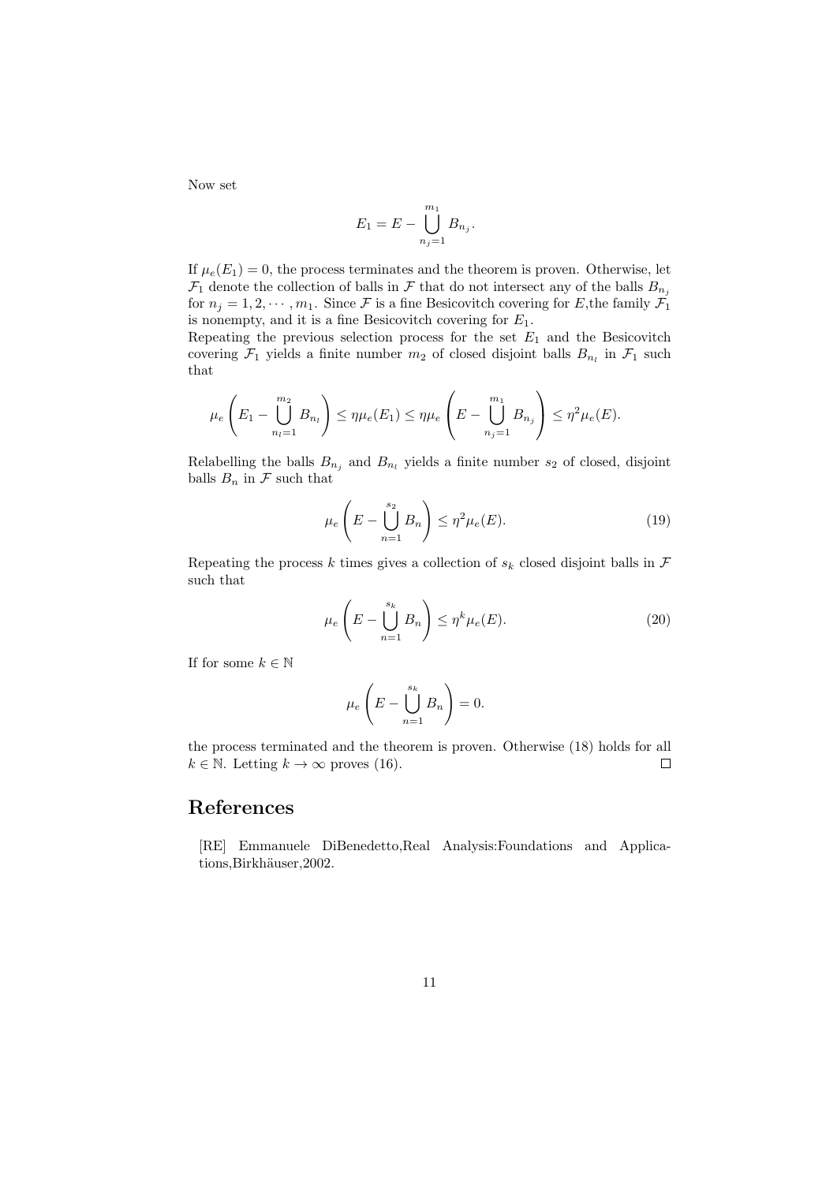Now set

$$E_1 = E - \bigcup_{n_j=1}^{m_1} B_{n_j}.$$

If $\mu_e(E_1) = 0$, the process terminates and the theorem is proven. Otherwise, let $\mathcal{F}_1$ denote the collection of balls in $\mathcal{F}$ that do not intersect any of the balls $B_{n_j}$ for $n_j = 1, 2, \cdots, m_1$. Since $\mathcal{F}$ is a fine Besicovitch covering for $E$,the family $\mathcal{F}_1$ is nonempty, and it is a fine Besicovitch covering for $E_1$.
Repeating the previous selection process for the set $E_1$ and the Besicovitch covering $\mathcal{F}_1$ yields a finite number $m_2$ of closed disjoint balls $B_{n_l}$ in $\mathcal{F}_1$ such that

$$\mu_e\left(E_1 - \bigcup_{n_l=1}^{m_2} B_{n_l}\right) \le \eta\mu_e(E_1) \le \eta\mu_e\left(E - \bigcup_{n_j=1}^{m_1} B_{n_j}\right) \le \eta^2\mu_e(E).$$

Relabelling the balls $B_{n_j}$ and $B_{n_l}$ yields a finite number $s_2$ of closed, disjoint balls $B_n$ in $\mathcal{F}$ such that

$$\mu_e\left(E - \bigcup_{n=1}^{s_2} B_n\right) \le \eta^2\mu_e(E). \tag{19}$$

Repeating the process $k$ times gives a collection of $s_k$ closed disjoint balls in $\mathcal{F}$ such that

$$\mu_e\left(E - \bigcup_{n=1}^{s_k} B_n\right) \le \eta^k\mu_e(E). \tag{20}$$

If for some $k \in \mathbb{N}$

$$\mu_e\left(E - \bigcup_{n=1}^{s_k} B_n\right) = 0.$$

the process terminated and the theorem is proven. Otherwise (18) holds for all $k \in \mathbb{N}$. Letting $k \to \infty$ proves (16). ∎

## References

[RE] Emmanuele DiBenedetto,Real Analysis:Foundations and Applications,Birkhäuser,2002.